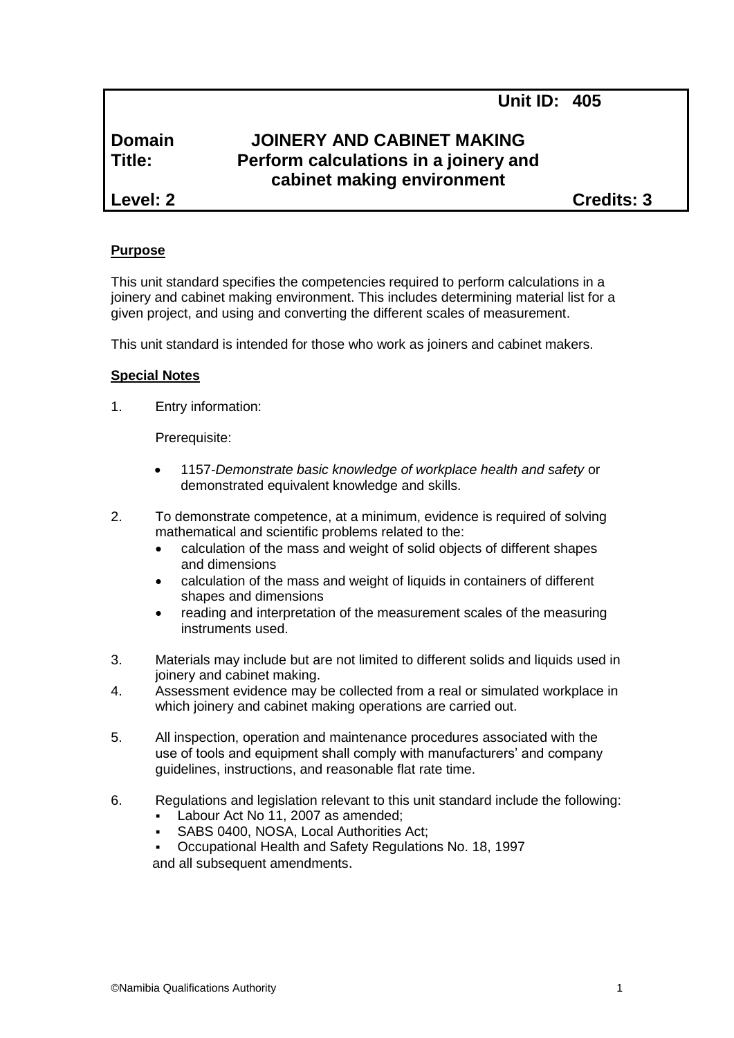**Unit ID: 405**

| | | |
|---|---|---|
| **Domain** | **JOINERY AND CABINET MAKING** | |
| **Title:** | **Perform calculations in a joinery and cabinet making environment** | |
| **Level: 2** | | **Credits: 3** |

## Purpose

This unit standard specifies the competencies required to perform calculations in a joinery and cabinet making environment. This includes determining material list for a given project, and using and converting the different scales of measurement.

This unit standard is intended for those who work as joiners and cabinet makers.

## Special Notes

1. Entry information:

   Prerequisite:

   - 1157-*Demonstrate basic knowledge of workplace health and safety* or demonstrated equivalent knowledge and skills.

2. To demonstrate competence, at a minimum, evidence is required of solving mathematical and scientific problems related to the:
   - calculation of the mass and weight of solid objects of different shapes and dimensions
   - calculation of the mass and weight of liquids in containers of different shapes and dimensions
   - reading and interpretation of the measurement scales of the measuring instruments used.

3. Materials may include but are not limited to different solids and liquids used in joinery and cabinet making.
4. Assessment evidence may be collected from a real or simulated workplace in which joinery and cabinet making operations are carried out.

5. All inspection, operation and maintenance procedures associated with the use of tools and equipment shall comply with manufacturers' and company guidelines, instructions, and reasonable flat rate time.

6. Regulations and legislation relevant to this unit standard include the following:
   - Labour Act No 11, 2007 as amended;
   - SABS 0400, NOSA, Local Authorities Act;
   - Occupational Health and Safety Regulations No. 18, 1997

   and all subsequent amendments.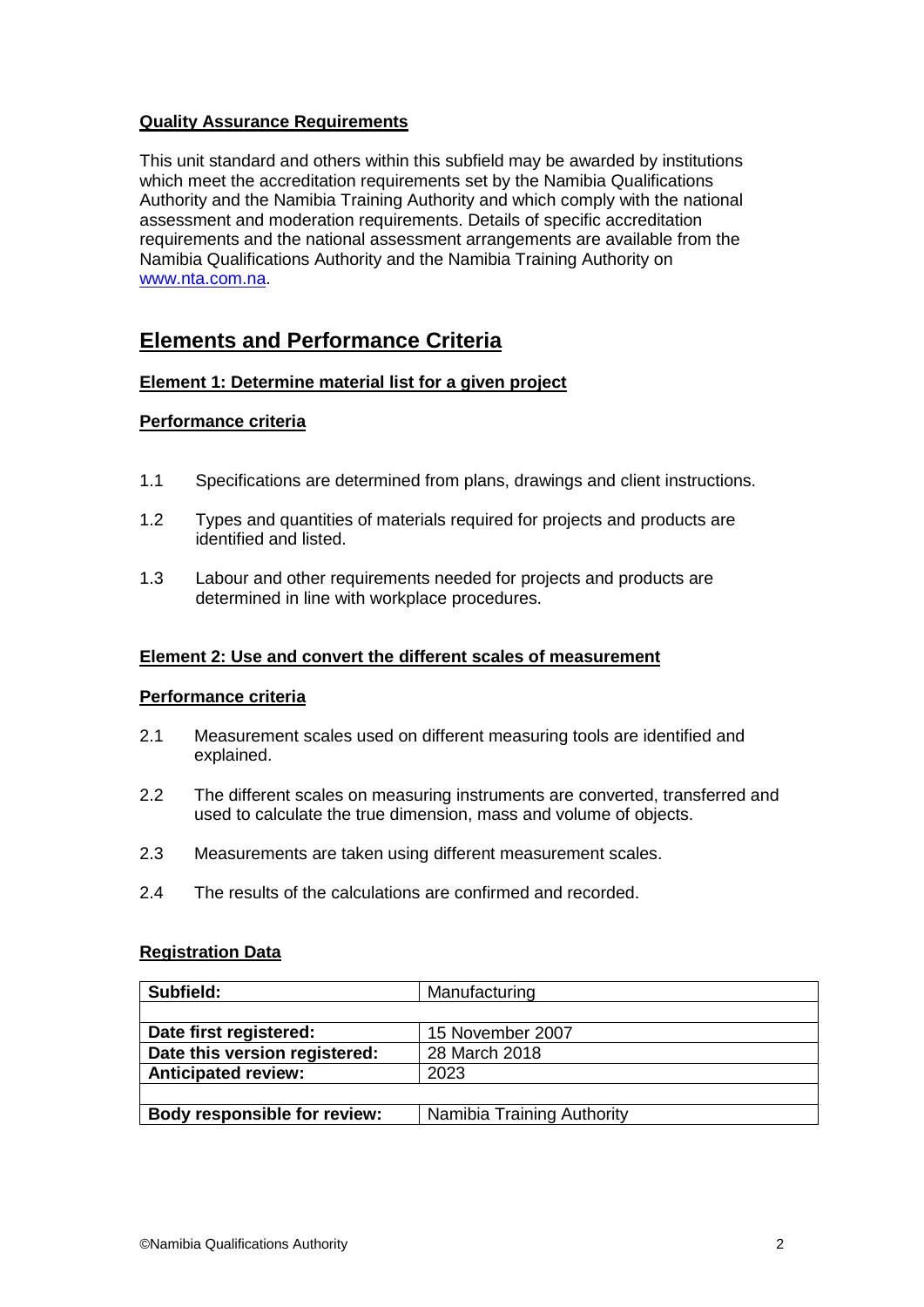**Quality Assurance Requirements**

This unit standard and others within this subfield may be awarded by institutions which meet the accreditation requirements set by the Namibia Qualifications Authority and the Namibia Training Authority and which comply with the national assessment and moderation requirements. Details of specific accreditation requirements and the national assessment arrangements are available from the Namibia Qualifications Authority and the Namibia Training Authority on www.nta.com.na.

# Elements and Performance Criteria

**Element 1: Determine material list for a given project**

**Performance criteria**

1.1 Specifications are determined from plans, drawings and client instructions.

1.2 Types and quantities of materials required for projects and products are identified and listed.

1.3 Labour and other requirements needed for projects and products are determined in line with workplace procedures.

**Element 2: Use and convert the different scales of measurement**

**Performance criteria**

2.1 Measurement scales used on different measuring tools are identified and explained.

2.2 The different scales on measuring instruments are converted, transferred and used to calculate the true dimension, mass and volume of objects.

2.3 Measurements are taken using different measurement scales.

2.4 The results of the calculations are confirmed and recorded.

**Registration Data**

| | |
|---|---|
| **Subfield:** | Manufacturing |
| | |
| **Date first registered:** | 15 November 2007 |
| **Date this version registered:** | 28 March 2018 |
| **Anticipated review:** | 2023 |
| | |
| **Body responsible for review:** | Namibia Training Authority |

©Namibia Qualifications Authority